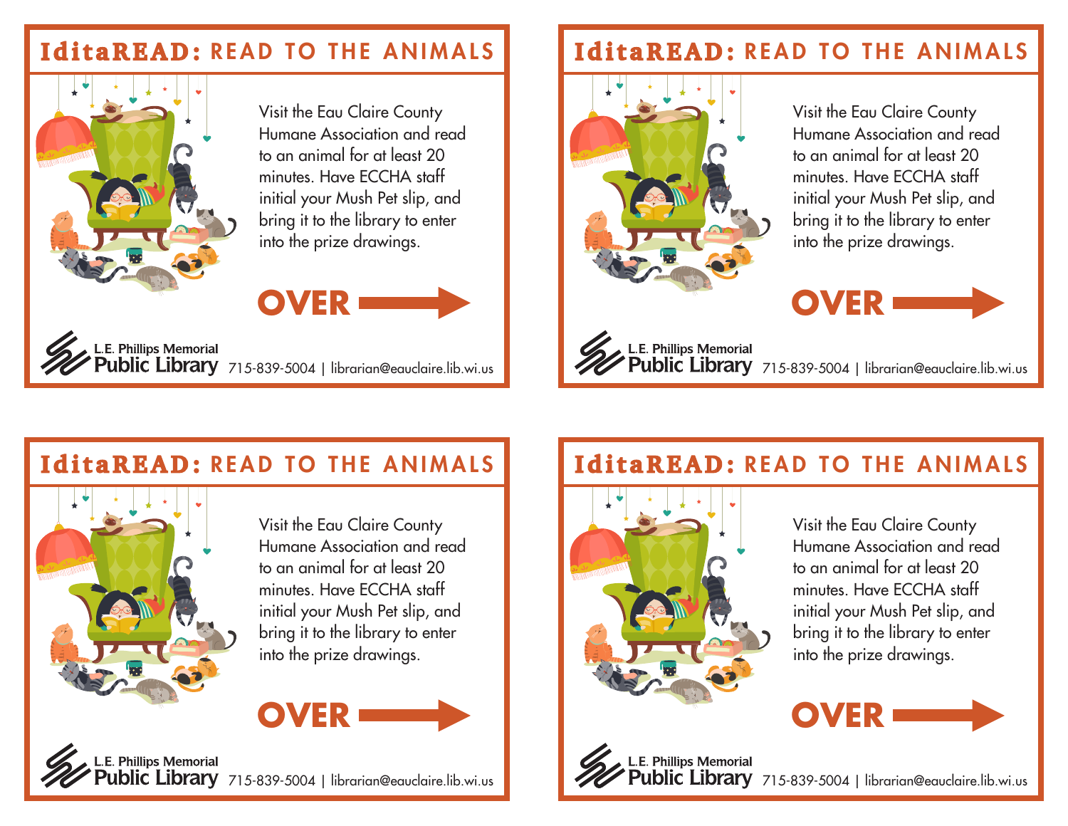## IditaREAD: READ TO THE ANIMALS

Visit the Eau Claire County Humane Association and read to an animal for at least 20 minutes. Have ECCHA staff initial your Mush Pet slip, and bring it to the library to enter into the prize drawings.

**OVER →**

L.E. Phillips Memorial Public Library 715-839-5004 | librarian@eauclaire.lib.wi.us

## IditaREAD: READ TO THE ANIMALS

Visit the Eau Claire County Humane Association and read to an animal for at least 20 minutes. Have ECCHA staff initial your Mush Pet slip, and bring it to the library to enter into the prize drawings.

**OVER →**

L.E. Phillips Memorial Public Library 715-839-5004 | librarian@eauclaire.lib.wi.us

## IditaREAD: READ TO THE ANIMALS

Visit the Eau Claire County Humane Association and read to an animal for at least 20 minutes. Have ECCHA staff initial your Mush Pet slip, and bring it to the library to enter into the prize drawings.

**OVER →**

L.E. Phillips Memorial Public Library 715-839-5004 | librarian@eauclaire.lib.wi.us

## IditaREAD: READ TO THE ANIMALS

Visit the Eau Claire County Humane Association and read to an animal for at least 20 minutes. Have ECCHA staff initial your Mush Pet slip, and bring it to the library to enter into the prize drawings.

**OVER →**

L.E. Phillips Memorial Public Library 715-839-5004 | librarian@eauclaire.lib.wi.us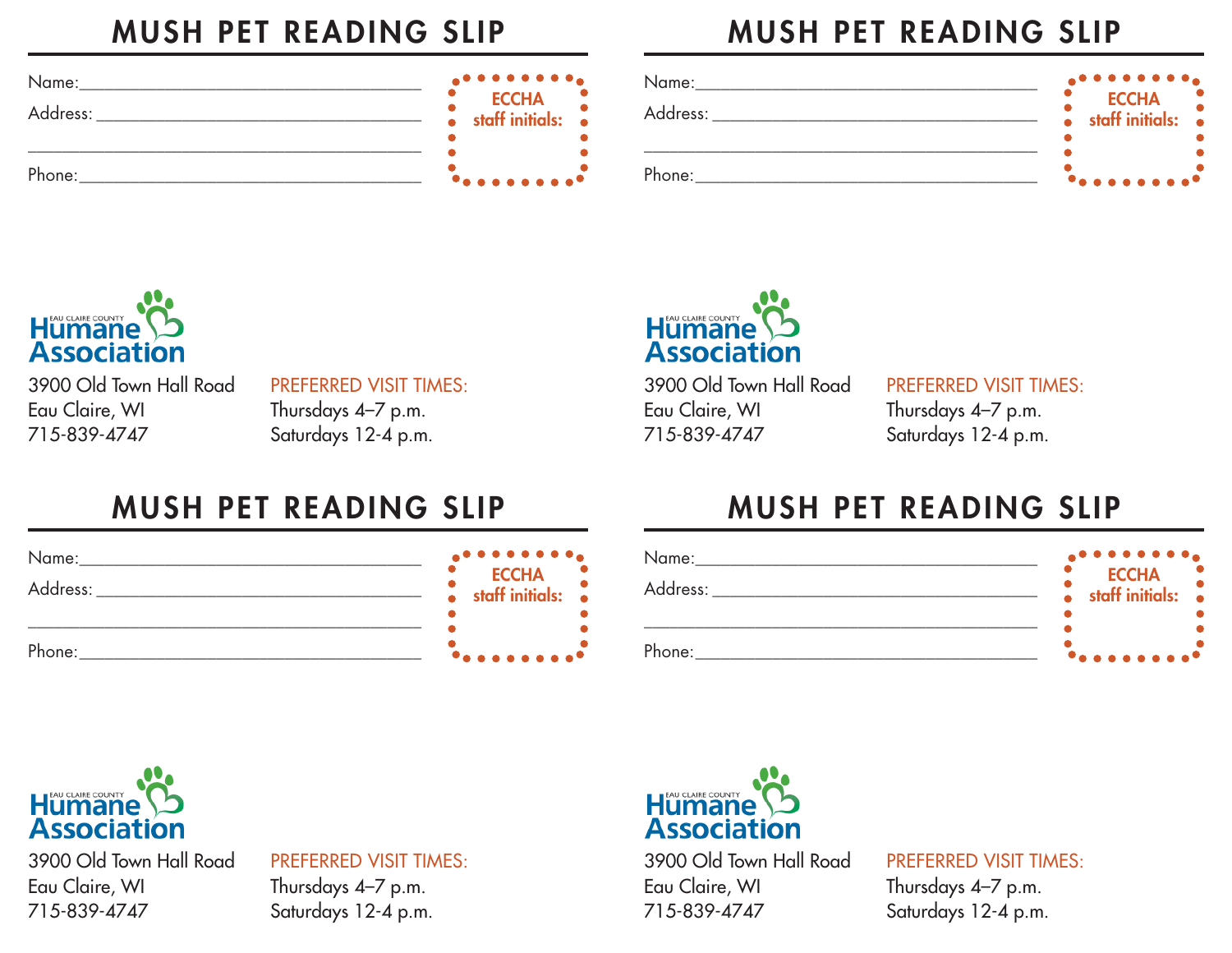# MUSH PET READING SLIP

Name:___________________________________

Address: ________________________________

_______________________________________

Phone:__________________________________

ECCHA
staff initials:

EAU CLAIRE COUNTY
Humane
Association

3900 Old Town Hall Road
Eau Claire, WI
715-839-4747

PREFERRED VISIT TIMES:
Thursdays 4–7 p.m.
Saturdays 12-4 p.m.

# MUSH PET READING SLIP

Name:___________________________________

Address: ________________________________

_______________________________________

Phone:__________________________________

ECCHA
staff initials:

EAU CLAIRE COUNTY
Humane
Association

3900 Old Town Hall Road
Eau Claire, WI
715-839-4747

PREFERRED VISIT TIMES:
Thursdays 4–7 p.m.
Saturdays 12-4 p.m.

# MUSH PET READING SLIP

Name:___________________________________

Address: ________________________________

_______________________________________

Phone:__________________________________

ECCHA
staff initials:

EAU CLAIRE COUNTY
Humane
Association

3900 Old Town Hall Road
Eau Claire, WI
715-839-4747

PREFERRED VISIT TIMES:
Thursdays 4–7 p.m.
Saturdays 12-4 p.m.

# MUSH PET READING SLIP

Name:___________________________________

Address: ________________________________

_______________________________________

Phone:__________________________________

ECCHA
staff initials:

EAU CLAIRE COUNTY
Humane
Association

3900 Old Town Hall Road
Eau Claire, WI
715-839-4747

PREFERRED VISIT TIMES:
Thursdays 4–7 p.m.
Saturdays 12-4 p.m.